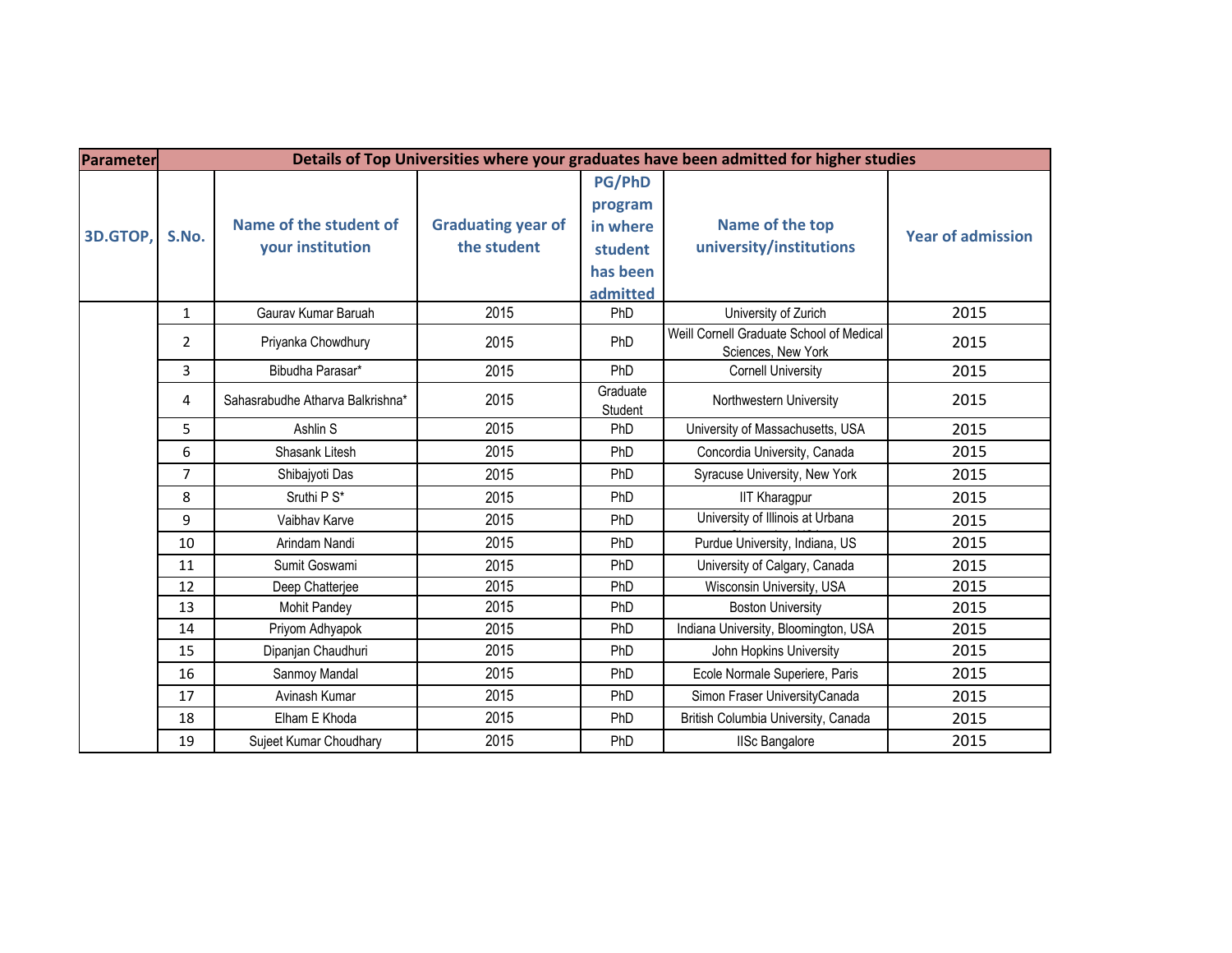| Parameter | Details of Top Universities where your graduates have been admitted for higher studies | | | | | |
|---|---|---|---|---|---|---|
| 3D.GTOP, | S.No. | Name of the student of your institution | Graduating year of the student | PG/PhD program in where student has been admitted | Name of the top university/institutions | Year of admission |
| | 1 | Gaurav Kumar Baruah | 2015 | PhD | University of Zurich | 2015 |
| | 2 | Priyanka Chowdhury | 2015 | PhD | Weill Cornell Graduate School of Medical Sciences, New York | 2015 |
| | 3 | Bibudha Parasar* | 2015 | PhD | Cornell University | 2015 |
| | 4 | Sahasrabudhe Atharva Balkrishna* | 2015 | Graduate Student | Northwestern University | 2015 |
| | 5 | Ashlin S | 2015 | PhD | University of Massachusetts, USA | 2015 |
| | 6 | Shasank Litesh | 2015 | PhD | Concordia University, Canada | 2015 |
| | 7 | Shibajyoti Das | 2015 | PhD | Syracuse University, New York | 2015 |
| | 8 | Sruthi P S* | 2015 | PhD | IIT Kharagpur | 2015 |
| | 9 | Vaibhav Karve | 2015 | PhD | University of Illinois at Urbana | 2015 |
| | 10 | Arindam Nandi | 2015 | PhD | Purdue University, Indiana, US | 2015 |
| | 11 | Sumit Goswami | 2015 | PhD | University of Calgary, Canada | 2015 |
| | 12 | Deep Chatterjee | 2015 | PhD | Wisconsin University, USA | 2015 |
| | 13 | Mohit Pandey | 2015 | PhD | Boston University | 2015 |
| | 14 | Priyom Adhyapok | 2015 | PhD | Indiana University, Bloomington, USA | 2015 |
| | 15 | Dipanjan Chaudhuri | 2015 | PhD | John Hopkins University | 2015 |
| | 16 | Sanmoy Mandal | 2015 | PhD | Ecole Normale Superiere, Paris | 2015 |
| | 17 | Avinash Kumar | 2015 | PhD | Simon Fraser UniversityCanada | 2015 |
| | 18 | Elham E Khoda | 2015 | PhD | British Columbia University, Canada | 2015 |
| | 19 | Sujeet Kumar Choudhary | 2015 | PhD | IISc Bangalore | 2015 |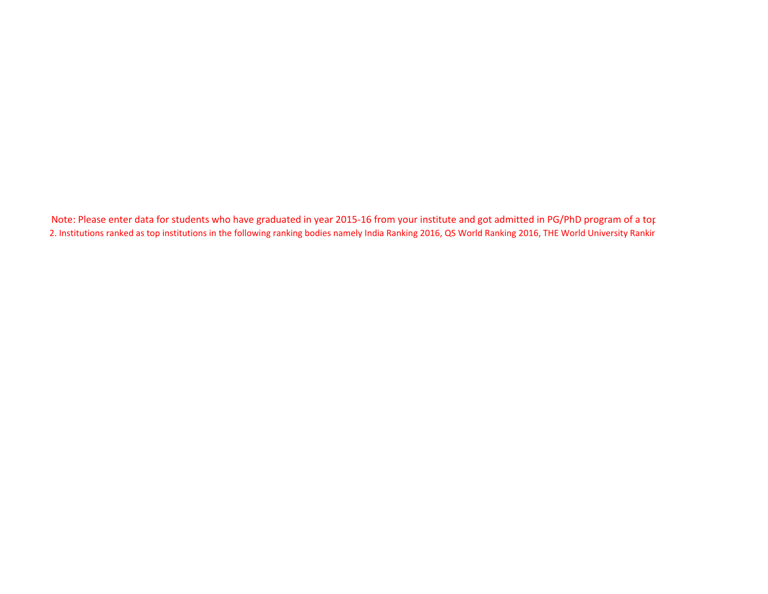Note: Please enter data for students who have graduated in year 2015-16 from your institute and got admitted in PG/PhD program of a top

2. Institutions ranked as top institutions in the following ranking bodies namely India Ranking 2016, QS World Ranking 2016, THE World University Rankir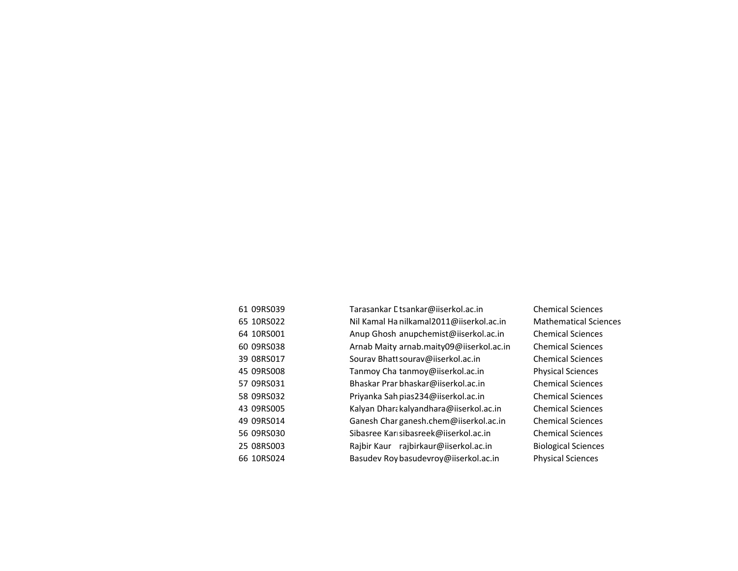| | | | | |
|---|---|---|---|---|
| 61 | 09RS039 | Tarasankar D | tsankar@iiserkol.ac.in | Chemical Sciences |
| 65 | 10RS022 | Nil Kamal Ha | nilkamal2011@iiserkol.ac.in | Mathematical Sciences |
| 64 | 10RS001 | Anup Ghosh | anupchemist@iiserkol.ac.in | Chemical Sciences |
| 60 | 09RS038 | Arnab Maity | arnab.maity09@iiserkol.ac.in | Chemical Sciences |
| 39 | 08RS017 | Sourav Bhatt | sourav@iiserkol.ac.in | Chemical Sciences |
| 45 | 09RS008 | Tanmoy Cha | tanmoy@iiserkol.ac.in | Physical Sciences |
| 57 | 09RS031 | Bhaskar Pran | bhaskar@iiserkol.ac.in | Chemical Sciences |
| 58 | 09RS032 | Priyanka Sah | pias234@iiserkol.ac.in | Chemical Sciences |
| 43 | 09RS005 | Kalyan Dhara | kalyandhara@iiserkol.ac.in | Chemical Sciences |
| 49 | 09RS014 | Ganesh Char | ganesh.chem@iiserkol.ac.in | Chemical Sciences |
| 56 | 09RS030 | Sibasree Kar | sibasreek@iiserkol.ac.in | Chemical Sciences |
| 25 | 08RS003 | Rajbir Kaur | rajbirkaur@iiserkol.ac.in | Biological Sciences |
| 66 | 10RS024 | Basudev Roy | basudevroy@iiserkol.ac.in | Physical Sciences |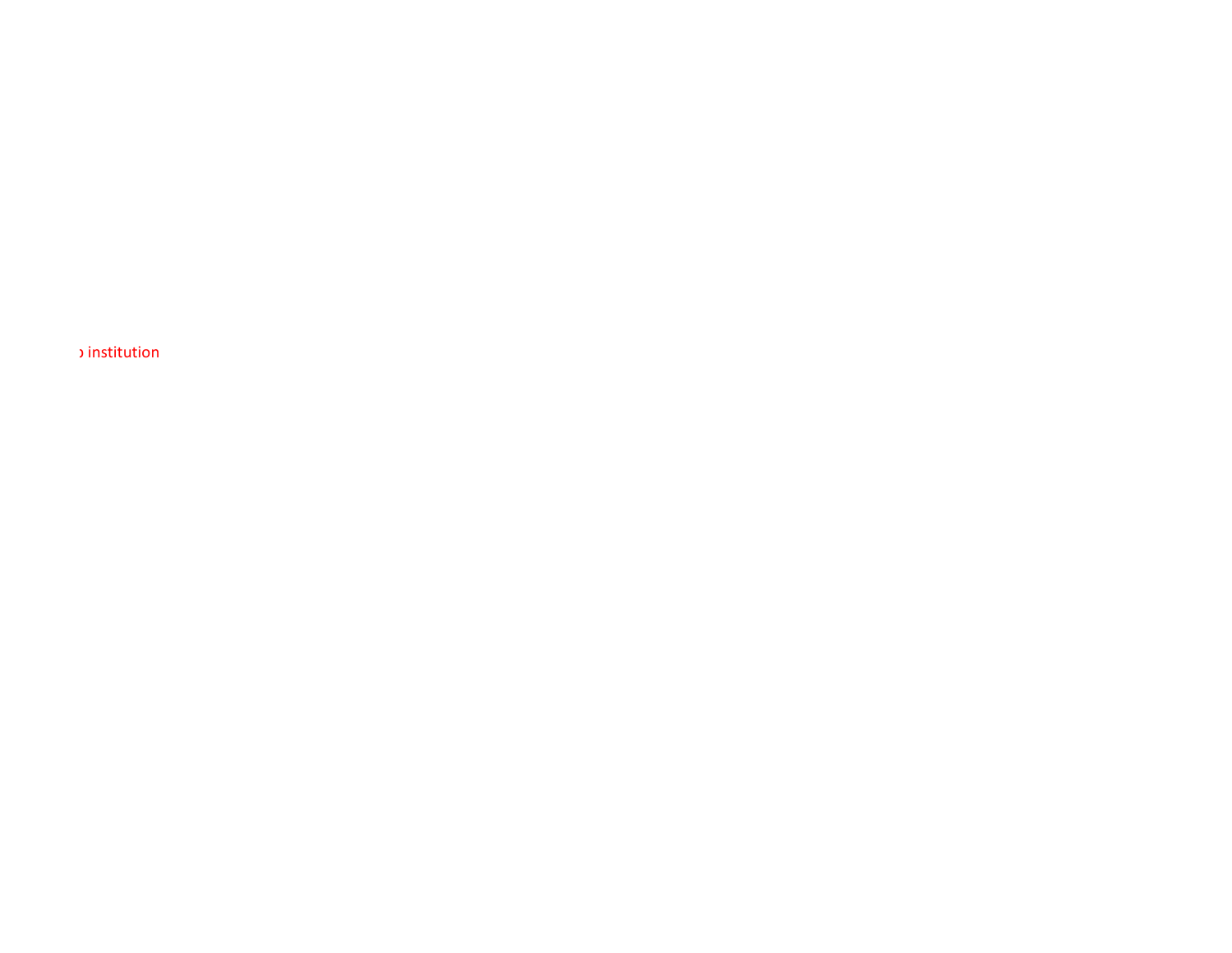› institution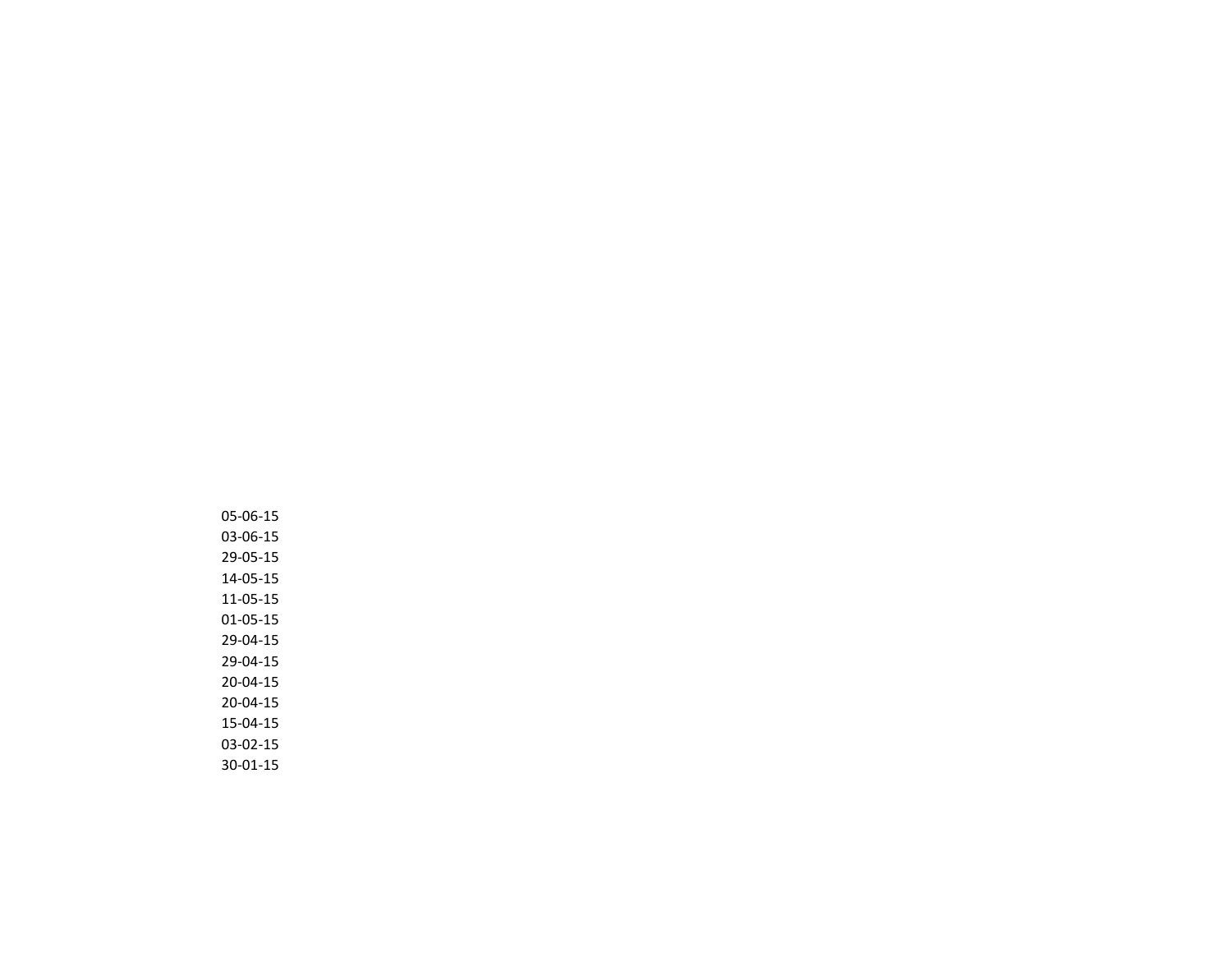05-06-15
03-06-15
29-05-15
14-05-15
11-05-15
01-05-15
29-04-15
29-04-15
20-04-15
20-04-15
15-04-15
03-02-15
30-01-15